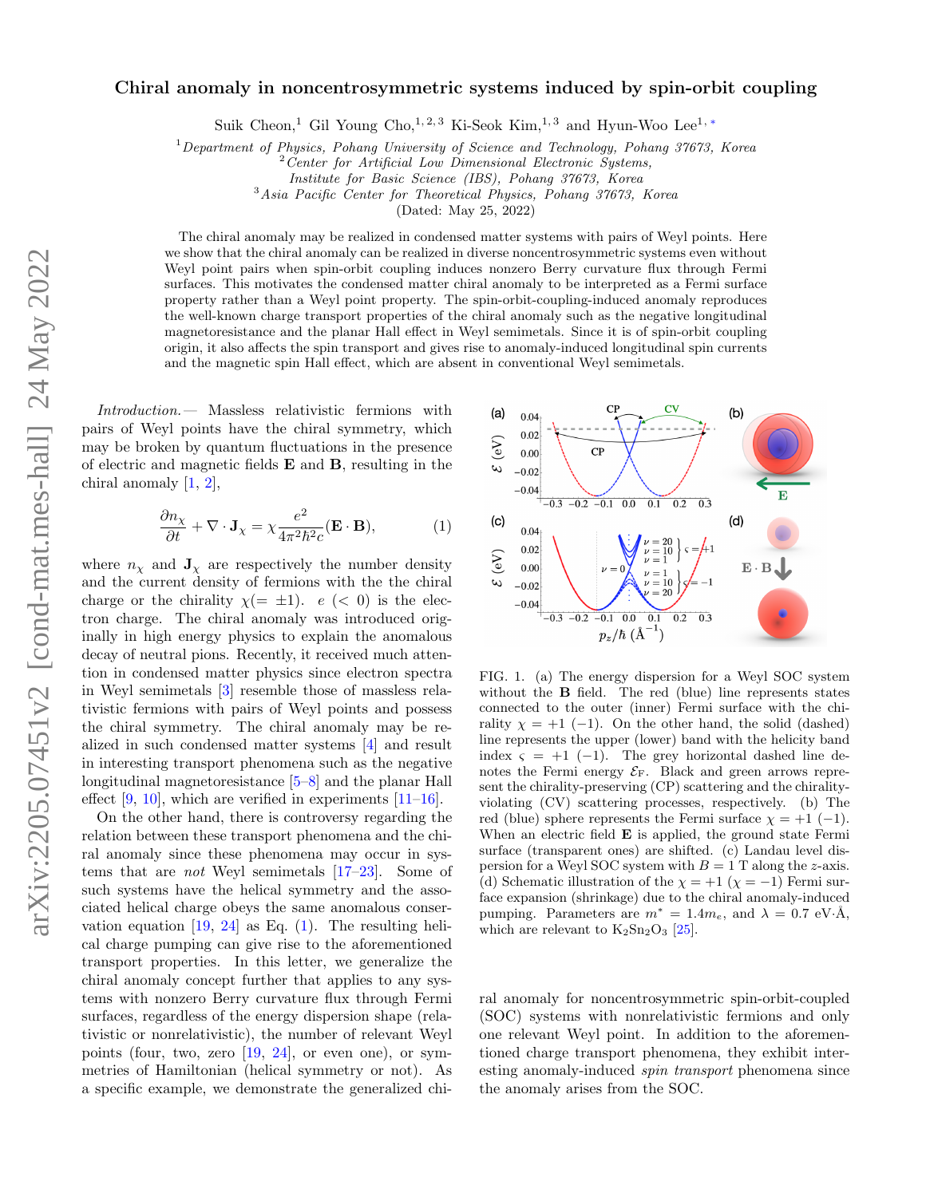# Chiral anomaly in noncentrosymmetric systems induced by spin-orbit coupling

Suik Cheon,[1] Gil Young Cho,[1,2,3] Ki-Seok Kim,[1,3] and Hyun-Woo Lee[1,*]

[1] *Department of Physics, Pohang University of Science and Technology, Pohang 37673, Korea*
[2] *Center for Artificial Low Dimensional Electronic Systems, Institute for Basic Science (IBS), Pohang 37673, Korea*
[3] *Asia Pacific Center for Theoretical Physics, Pohang 37673, Korea*

(Dated: May 25, 2022)

The chiral anomaly may be realized in condensed matter systems with pairs of Weyl points. Here we show that the chiral anomaly can be realized in diverse noncentrosymmetric systems even without Weyl point pairs when spin-orbit coupling induces nonzero Berry curvature flux through Fermi surfaces. This motivates the condensed matter chiral anomaly to be interpreted as a Fermi surface property rather than a Weyl point property. The spin-orbit-coupling-induced anomaly reproduces the well-known charge transport properties of the chiral anomaly such as the negative longitudinal magnetoresistance and the planar Hall effect in Weyl semimetals. Since it is of spin-orbit coupling origin, it also affects the spin transport and gives rise to anomaly-induced longitudinal spin currents and the magnetic spin Hall effect, which are absent in conventional Weyl semimetals.

*Introduction.—* Massless relativistic fermions with pairs of Weyl points have the chiral symmetry, which may be broken by quantum fluctuations in the presence of electric and magnetic fields $\mathbf{E}$ and $\mathbf{B}$, resulting in the chiral anomaly [1, 2],

$$\frac{\partial n_\chi}{\partial t} + \nabla \cdot \mathbf{J}_\chi = \chi \frac{e^2}{4\pi^2\hbar^2 c}(\mathbf{E}\cdot\mathbf{B}), \qquad (1)$$

where $n_\chi$ and $\mathbf{J}_\chi$ are respectively the number density and the current density of fermions with the the chiral charge or the chirality $\chi(=\pm1)$. $e$ $(<0)$ is the electron charge. The chiral anomaly was introduced originally in high energy physics to explain the anomalous decay of neutral pions. Recently, it received much attention in condensed matter physics since electron spectra in Weyl semimetals [3] resemble those of massless relativistic fermions with pairs of Weyl points and possess the chiral symmetry. The chiral anomaly may be realized in such condensed matter systems [4] and result in interesting transport phenomena such as the negative longitudinal magnetoresistance [5–8] and the planar Hall effect [9, 10], which are verified in experiments [11–16].

On the other hand, there is controversy regarding the relation between these transport phenomena and the chiral anomaly since these phenomena may occur in systems that are *not* Weyl semimetals [17–23]. Some of such systems have the helical symmetry and the associated helical charge obeys the same anomalous conservation equation [19, 24] as Eq. (1). The resulting helical charge pumping can give rise to the aforementioned transport properties. In this letter, we generalize the chiral anomaly concept further that applies to any systems with nonzero Berry curvature flux through Fermi surfaces, regardless of the energy dispersion shape (relativistic or nonrelativistic), the number of relevant Weyl points (four, two, zero [19, 24], or even one), or symmetries of Hamiltonian (helical symmetry or not). As a specific example, we demonstrate the generalized chiral anomaly for noncentrosymmetric spin-orbit-coupled (SOC) systems with nonrelativistic fermions and only one relevant Weyl point. In addition to the aforementioned charge transport phenomena, they exhibit interesting anomaly-induced *spin transport* phenomena since the anomaly arises from the SOC.

FIG. 1. (a) The energy dispersion for a Weyl SOC system without the $\mathbf{B}$ field. The red (blue) line represents states connected to the outer (inner) Fermi surface with the chirality $\chi = +1$ $(-1)$. On the other hand, the solid (dashed) line represents the upper (lower) band with the helicity band index $\varsigma = +1$ $(-1)$. The grey horizontal dashed line denotes the Fermi energy $\mathcal{E}_\mathrm{F}$. Black and green arrows represent the chirality-preserving (CP) scattering and the chirality-violating (CV) scattering processes, respectively. (b) The red (blue) sphere represents the Fermi surface $\chi = +1$ $(-1)$. When an electric field $\mathbf{E}$ is applied, the ground state Fermi surface (transparent ones) are shifted. (c) Landau level dispersion for a Weyl SOC system with $B = 1$ T along the $z$-axis. (d) Schematic illustration of the $\chi = +1$ $(\chi = -1)$ Fermi surface expansion (shrinkage) due to the chiral anomaly-induced pumping. Parameters are $m^* = 1.4m_e$, and $\lambda = 0.7$ eV·Å, which are relevant to $K_2Sn_2O_3$ [25].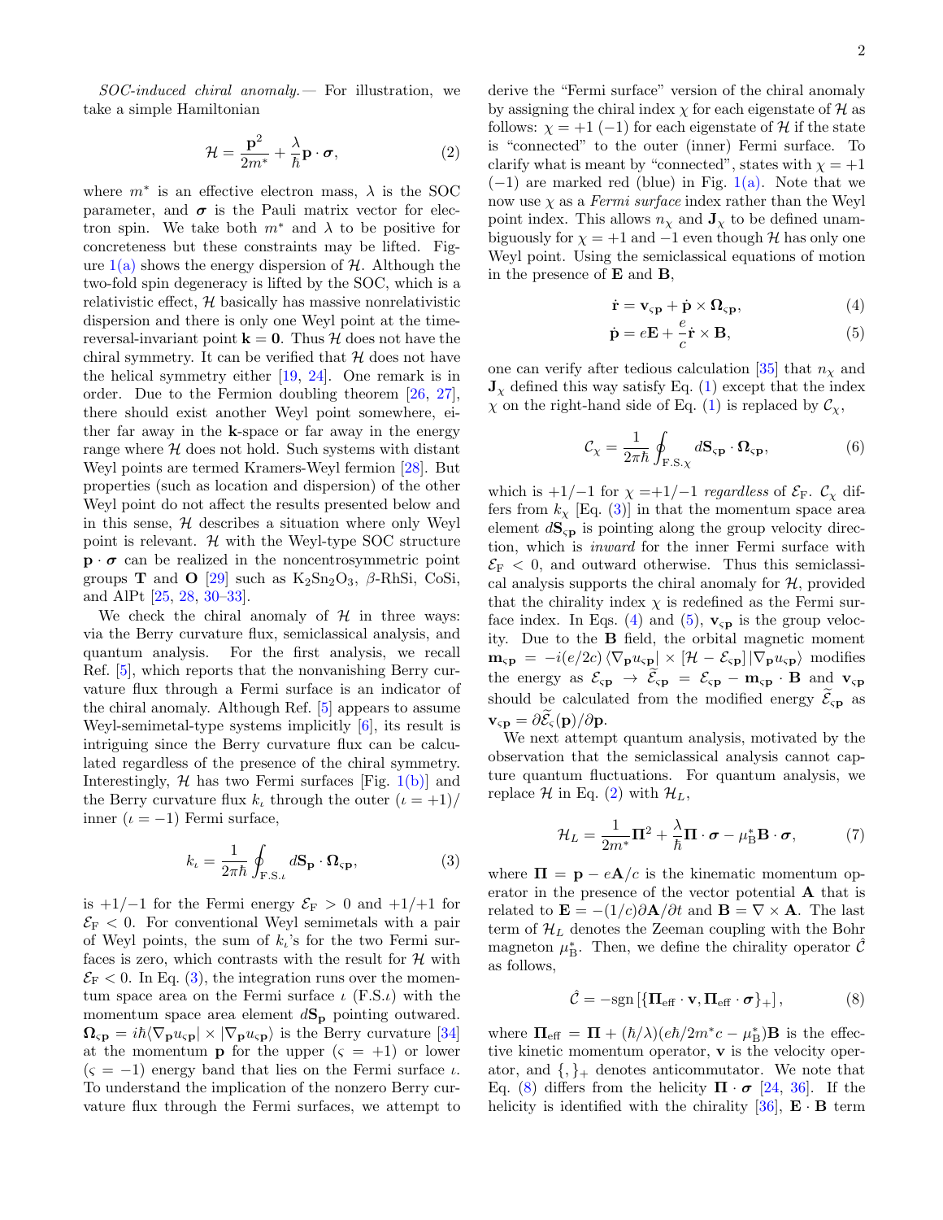*SOC-induced chiral anomaly.*— For illustration, we take a simple Hamiltonian

$$\mathcal{H} = \frac{\mathbf{p}^2}{2m^*} + \frac{\lambda}{\hbar}\mathbf{p}\cdot\boldsymbol{\sigma}, \tag{2}$$

where $m^*$ is an effective electron mass, $\lambda$ is the SOC parameter, and $\boldsymbol{\sigma}$ is the Pauli matrix vector for electron spin. We take both $m^*$ and $\lambda$ to be positive for concreteness but these constraints may be lifted. Figure 1(a) shows the energy dispersion of $\mathcal{H}$. Although the two-fold spin degeneracy is lifted by the SOC, which is a relativistic effect, $\mathcal{H}$ basically has massive nonrelativistic dispersion and there is only one Weyl point at the time-reversal-invariant point $\mathbf{k} = \mathbf{0}$. Thus $\mathcal{H}$ does not have the chiral symmetry. It can be verified that $\mathcal{H}$ does not have the helical symmetry either [19, 24]. One remark is in order. Due to the Fermion doubling theorem [26, 27], there should exist another Weyl point somewhere, either far away in the $\mathbf{k}$-space or far away in the energy range where $\mathcal{H}$ does not hold. Such systems with distant Weyl points are termed Kramers-Weyl fermion [28]. But properties (such as location and dispersion) of the other Weyl point do not affect the results presented below and in this sense, $\mathcal{H}$ describes a situation where only Weyl point is relevant. $\mathcal{H}$ with the Weyl-type SOC structure $\mathbf{p}\cdot\boldsymbol{\sigma}$ can be realized in the noncentrosymmetric point groups **T** and **O** [29] such as $K_2Sn_2O_3$, $\beta$-RhSi, CoSi, and AlPt [25, 28, 30–33].

We check the chiral anomaly of $\mathcal{H}$ in three ways: via the Berry curvature flux, semiclassical analysis, and quantum analysis. For the first analysis, we recall Ref. [5], which reports that the nonvanishing Berry curvature flux through a Fermi surface is an indicator of the chiral anomaly. Although Ref. [5] appears to assume Weyl-semimetal-type systems implicitly [6], its result is intriguing since the Berry curvature flux can be calculated regardless of the presence of the chiral symmetry. Interestingly, $\mathcal{H}$ has two Fermi surfaces [Fig. 1(b)] and the Berry curvature flux $k_\iota$ through the outer ($\iota = +1$)/ inner ($\iota = -1$) Fermi surface,

$$k_\iota = \frac{1}{2\pi\hbar}\oint_{\mathrm{F.S.}\iota} d\mathbf{S}_{\mathbf{p}}\cdot\boldsymbol{\Omega}_{\varsigma\mathbf{p}}, \tag{3}$$

is $+1/-1$ for the Fermi energy $\mathcal{E}_\mathrm{F} > 0$ and $+1/+1$ for $\mathcal{E}_\mathrm{F} < 0$. For conventional Weyl semimetals with a pair of Weyl points, the sum of $k_\iota$'s for the two Fermi surfaces is zero, which contrasts with the result for $\mathcal{H}$ with $\mathcal{E}_\mathrm{F} < 0$. In Eq. (3), the integration runs over the momentum space area on the Fermi surface $\iota$ (F.S.$\iota$) with the momentum space area element $d\mathbf{S}_{\mathbf{p}}$ pointing outward. $\boldsymbol{\Omega}_{\varsigma\mathbf{p}} = i\hbar\langle\nabla_{\mathbf{p}}u_{\varsigma\mathbf{p}}|\times|\nabla_{\mathbf{p}}u_{\varsigma\mathbf{p}}\rangle$ is the Berry curvature [34] at the momentum $\mathbf{p}$ for the upper ($\varsigma = +1$) or lower ($\varsigma = -1$) energy band that lies on the Fermi surface $\iota$. To understand the implication of the nonzero Berry curvature flux through the Fermi surfaces, we attempt to derive the "Fermi surface" version of the chiral anomaly by assigning the chiral index $\chi$ for each eigenstate of $\mathcal{H}$ as follows: $\chi = +1$ ($-1$) for each eigenstate of $\mathcal{H}$ if the state is "connected" to the outer (inner) Fermi surface. To clarify what is meant by "connected", states with $\chi = +1$ ($-1$) are marked red (blue) in Fig. 1(a). Note that we now use $\chi$ as a *Fermi surface* index rather than the Weyl point index. This allows $n_\chi$ and $\mathbf{J}_\chi$ to be defined unambiguously for $\chi = +1$ and $-1$ even though $\mathcal{H}$ has only one Weyl point. Using the semiclassical equations of motion in the presence of $\mathbf{E}$ and $\mathbf{B}$,

$$\dot{\mathbf{r}} = \mathbf{v}_{\varsigma\mathbf{p}} + \dot{\mathbf{p}}\times\boldsymbol{\Omega}_{\varsigma\mathbf{p}}, \tag{4}$$

$$\dot{\mathbf{p}} = e\mathbf{E} + \frac{e}{c}\dot{\mathbf{r}}\times\mathbf{B}, \tag{5}$$

one can verify after tedious calculation [35] that $n_\chi$ and $\mathbf{J}_\chi$ defined this way satisfy Eq. (1) except that the index $\chi$ on the right-hand side of Eq. (1) is replaced by $\mathcal{C}_\chi$,

$$\mathcal{C}_\chi = \frac{1}{2\pi\hbar}\oint_{\mathrm{F.S.}\chi} d\mathbf{S}_{\varsigma\mathbf{p}}\cdot\boldsymbol{\Omega}_{\varsigma\mathbf{p}}, \tag{6}$$

which is $+1/-1$ for $\chi = +1/-1$ *regardless* of $\mathcal{E}_\mathrm{F}$. $\mathcal{C}_\chi$ differs from $k_\chi$ [Eq. (3)] in that the momentum space area element $d\mathbf{S}_{\varsigma\mathbf{p}}$ is pointing along the group velocity direction, which is *inward* for the inner Fermi surface with $\mathcal{E}_\mathrm{F} < 0$, and outward otherwise. Thus this semiclassical analysis supports the chiral anomaly for $\mathcal{H}$, provided that the chirality index $\chi$ is redefined as the Fermi surface index. In Eqs. (4) and (5), $\mathbf{v}_{\varsigma\mathbf{p}}$ is the group velocity. Due to the $\mathbf{B}$ field, the orbital magnetic moment $\mathbf{m}_{\varsigma\mathbf{p}} = -i(e/2c)\langle\nabla_{\mathbf{p}}u_{\varsigma\mathbf{p}}|\times[\mathcal{H} - \mathcal{E}_{\varsigma\mathbf{p}}]|\nabla_{\mathbf{p}}u_{\varsigma\mathbf{p}}\rangle$ modifies the energy as $\mathcal{E}_{\varsigma\mathbf{p}} \to \widetilde{\mathcal{E}}_{\varsigma\mathbf{p}} = \mathcal{E}_{\varsigma\mathbf{p}} - \mathbf{m}_{\varsigma\mathbf{p}}\cdot\mathbf{B}$ and $\mathbf{v}_{\varsigma\mathbf{p}}$ should be calculated from the modified energy $\widetilde{\mathcal{E}}_{\varsigma\mathbf{p}}$ as $\mathbf{v}_{\varsigma\mathbf{p}} = \partial\widetilde{\mathcal{E}}_\varsigma(\mathbf{p})/\partial\mathbf{p}$.

We next attempt quantum analysis, motivated by the observation that the semiclassical analysis cannot capture quantum fluctuations. For quantum analysis, we replace $\mathcal{H}$ in Eq. (2) with $\mathcal{H}_L$,

$$\mathcal{H}_L = \frac{1}{2m^*}\boldsymbol{\Pi}^2 + \frac{\lambda}{\hbar}\boldsymbol{\Pi}\cdot\boldsymbol{\sigma} - \mu_\mathrm{B}^*\mathbf{B}\cdot\boldsymbol{\sigma}, \tag{7}$$

where $\boldsymbol{\Pi} = \mathbf{p} - e\mathbf{A}/c$ is the kinematic momentum operator in the presence of the vector potential $\mathbf{A}$ that is related to $\mathbf{E} = -(1/c)\partial\mathbf{A}/\partial t$ and $\mathbf{B} = \nabla\times\mathbf{A}$. The last term of $\mathcal{H}_L$ denotes the Zeeman coupling with the Bohr magneton $\mu_\mathrm{B}^*$. Then, we define the chirality operator $\hat{\mathcal{C}}$ as follows,

$$\hat{\mathcal{C}} = -\mathrm{sgn}\left[\{\boldsymbol{\Pi}_\mathrm{eff}\cdot\mathbf{v}, \boldsymbol{\Pi}_\mathrm{eff}\cdot\boldsymbol{\sigma}\}_+\right], \tag{8}$$

where $\boldsymbol{\Pi}_\mathrm{eff} = \boldsymbol{\Pi} + (\hbar/\lambda)(e\hbar/2m^*c - \mu_\mathrm{B}^*)\mathbf{B}$ is the effective kinetic momentum operator, $\mathbf{v}$ is the velocity operator, and $\{,\}_+$ denotes anticommutator. We note that Eq. (8) differs from the helicity $\boldsymbol{\Pi}\cdot\boldsymbol{\sigma}$ [24, 36]. If the helicity is identified with the chirality [36], $\mathbf{E}\cdot\mathbf{B}$ term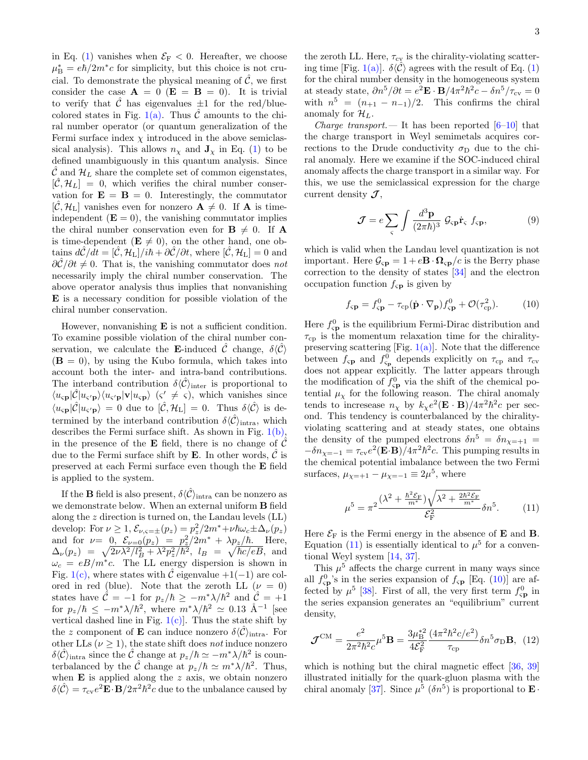in Eq. (1) vanishes when $\mathcal{E}_{\rm F} < 0$. Hereafter, we choose $\mu_{\rm B}^* = e\hbar/2m^*c$ for simplicity, but this choice is not crucial. To demonstrate the physical meaning of $\hat{\mathcal{C}}$, we first consider the case $\mathbf{A} = 0$ ($\mathbf{E} = \mathbf{B} = 0$). It is trivial to verify that $\hat{\mathcal{C}}$ has eigenvalues $\pm 1$ for the red/blue-colored states in Fig. 1(a). Thus $\hat{\mathcal{C}}$ amounts to the chiral number operator (or quantum generalization of the Fermi surface index $\chi$ introduced in the above semiclassical analysis). This allows $n_\chi$ and $\mathbf{J}_\chi$ in Eq. (1) to be defined unambiguously in this quantum analysis. Since $\hat{\mathcal{C}}$ and $\mathcal{H}_L$ share the complete set of common eigenstates, $[\hat{\mathcal{C}}, \mathcal{H}_L] = 0$, which verifies the chiral number conservation for $\mathbf{E} = \mathbf{B} = 0$. Interestingly, the commutator $[\hat{\mathcal{C}}, \mathcal{H}_{\rm L}]$ vanishes even for nonzero $\mathbf{A} \neq 0$. If $\mathbf{A}$ is time-independent ($\mathbf{E} = 0$), the vanishing commutator implies the chiral number conservation even for $\mathbf{B} \neq 0$. If $\mathbf{A}$ is time-dependent ($\mathbf{E} \neq 0$), on the other hand, one obtains $d\hat{\mathcal{C}}/dt = [\hat{\mathcal{C}}, \mathcal{H}_{\rm L}]/i\hbar + \partial\hat{\mathcal{C}}/\partial t$, where $[\hat{\mathcal{C}}, \mathcal{H}_{\rm L}] = 0$ and $\partial\hat{\mathcal{C}}/\partial t \neq 0$. That is, the vanishing commutator does *not* necessarily imply the chiral number conservation. The above operator analysis thus implies that nonvanishing $\mathbf{E}$ is a necessary condition for possible violation of the chiral number conservation.

However, nonvanishing $\mathbf{E}$ is not a sufficient condition. To examine possible violation of the chiral number conservation, we calculate the $\mathbf{E}$-induced $\hat{\mathcal{C}}$ change, $\delta\langle\hat{\mathcal{C}}\rangle$ ($\mathbf{B} = 0$), by using the Kubo formula, which takes into account both the inter- and intra-band contributions. The interband contribution $\delta\langle\hat{\mathcal{C}}\rangle_{\rm inter}$ is proportional to $\langle u_{\varsigma\mathbf{p}}|\hat{\mathcal{C}}|u_{\varsigma'\mathbf{p}}\rangle\langle u_{\varsigma'\mathbf{p}}|\mathbf{v}|u_{\varsigma\mathbf{p}}\rangle$ ($\varsigma' \neq \varsigma$), which vanishes since $\langle u_{\varsigma\mathbf{p}}|\hat{\mathcal{C}}|u_{\varsigma'\mathbf{p}}\rangle = 0$ due to $[\hat{\mathcal{C}}, \mathcal{H}_L] = 0$. Thus $\delta\langle\hat{\mathcal{C}}\rangle$ is determined by the interband contribution $\delta\langle\hat{\mathcal{C}}\rangle_{\rm intra}$, which describes the Fermi surface shift. As shown in Fig. 1(b), in the presence of the $\mathbf{E}$ field, there is no change of $\hat{\mathcal{C}}$ due to the Fermi surface shift by $\mathbf{E}$. In other words, $\hat{\mathcal{C}}$ is preserved at each Fermi surface even though the $\mathbf{E}$ field is applied to the system.

If the $\mathbf{B}$ field is also present, $\delta\langle\hat{\mathcal{C}}\rangle_{\rm intra}$ can be nonzero as we demonstrate below. When an external uniform $\mathbf{B}$ field along the $z$ direction is turned on, the Landau levels (LL) develop: For $\nu \geq 1$, $\mathcal{E}_{\nu,\varsigma=\pm}(p_z) = p_z^2/2m^* + \nu\hbar\omega_c \pm \Delta_\nu(p_z)$ and for $\nu = 0$, $\mathcal{E}_{\nu=0}(p_z) = p_z^2/2m^* + \lambda p_z/\hbar$. Here, $\Delta_\nu(p_z) = \sqrt{2\nu\lambda^2/l_B^2 + \lambda^2 p_z^2/\hbar^2}$, $l_B = \sqrt{\hbar c/eB}$, and $\omega_c = eB/m^*c$. The LL energy dispersion is shown in Fig. 1(c), where states with $\hat{\mathcal{C}}$ eigenvalue $+1(-1)$ are colored in red (blue). Note that the zeroth LL ($\nu = 0$) states have $\hat{\mathcal{C}} = -1$ for $p_z/\hbar \geq -m^*\lambda/\hbar^2$ and $\hat{\mathcal{C}} = +1$ for $p_z/\hbar \leq -m^*\lambda/\hbar^2$, where $m^*\lambda/\hbar^2 \simeq 0.13$ Å$^{-1}$ [see vertical dashed line in Fig. 1(c)]. Thus the state shift by the $z$ component of $\mathbf{E}$ can induce nonzero $\delta\langle\hat{\mathcal{C}}\rangle_{\rm intra}$. For other LLs ($\nu \geq 1$), the state shift does *not* induce nonzero $\delta\langle\hat{\mathcal{C}}\rangle_{\rm intra}$ since the $\hat{\mathcal{C}}$ change at $p_z/\hbar \simeq -m^*\lambda/\hbar^2$ is counterbalanced by the $\hat{\mathcal{C}}$ change at $p_z/\hbar \simeq m^*\lambda/\hbar^2$. Thus, when $\mathbf{E}$ is applied along the $z$ axis, we obtain nonzero $\delta\langle\hat{\mathcal{C}}\rangle = \tau_{\rm cv}e^2\mathbf{E}\cdot\mathbf{B}/2\pi^2\hbar^2 c$ due to the unbalance caused by the zeroth LL. Here, $\tau_{\rm cv}$ is the chirality-violating scattering time [Fig. 1(a)]. $\delta\langle\hat{\mathcal{C}}\rangle$ agrees with the result of Eq. (1) for the chiral number density in the homogeneous system at steady state, $\partial n^5/\partial t = e^2\mathbf{E}\cdot\mathbf{B}/4\pi^2\hbar^2 c - \delta n^5/\tau_{\rm cv} = 0$ with $n^5 = (n_{+1} - n_{-1})/2$. This confirms the chiral anomaly for $\mathcal{H}_L$.

*Charge transport.*— It has been reported [6–10] that the charge transport in Weyl semimetals acquires corrections to the Drude conductivity $\sigma_{\rm D}$ due to the chiral anomaly. Here we examine if the SOC-induced chiral anomaly affects the charge transport in a similar way. For this, we use the semiclassical expression for the charge current density $\boldsymbol{\mathcal{J}}$,

$$\boldsymbol{\mathcal{J}} = e\sum_\varsigma \int \frac{d^3\mathbf{p}}{(2\pi\hbar)^3}\, \mathcal{G}_{\varsigma\mathbf{p}}\dot{\mathbf{r}}_\varsigma\, f_{\varsigma\mathbf{p}}, \tag{9}$$

which is valid when the Landau level quantization is not important. Here $\mathcal{G}_{\varsigma\mathbf{p}} = 1 + e\mathbf{B}\cdot\mathbf{\Omega}_{\varsigma\mathbf{p}}/c$ is the Berry phase correction to the density of states [34] and the electron occupation function $f_{\varsigma\mathbf{p}}$ is given by

$$f_{\varsigma\mathbf{p}} = f^0_{\varsigma\mathbf{p}} - \tau_{\rm cp}(\dot{\mathbf{p}}\cdot\nabla_{\mathbf{p}})f^0_{\varsigma\mathbf{p}} + \mathcal{O}(\tau_{\rm cp}^2). \tag{10}$$

Here $f^0_{\varsigma\mathbf{p}}$ is the equilibrium Fermi-Dirac distribution and $\tau_{\rm cp}$ is the momentum relaxation time for the chirality-preserving scattering [Fig. 1(a)]. Note that the difference between $f_{\varsigma\mathbf{p}}$ and $f^0_{\varsigma\mathbf{p}}$ depends explicitly on $\tau_{\rm cp}$ and $\tau_{\rm cv}$ does not appear explicitly. The latter appears through the modification of $f^0_{\varsigma\mathbf{p}}$ via the shift of the chemical potential $\mu_\chi$ for the following reason. The chiral anomaly tends to incresease $n_\chi$ by $k_\chi e^2(\mathbf{E}\cdot\mathbf{B})/4\pi^2\hbar^2 c$ per second. This tendency is counterbalanced by the chirality-violating scattering and at steady states, one obtains the density of the pumped electrons $\delta n^5 = \delta n_{\chi=+1} = -\delta n_{\chi=-1} = \tau_{\rm cv}e^2(\mathbf{E}\cdot\mathbf{B})/4\pi^2\hbar^2 c$. This pumping results in the chemical potential imbalance between the two Fermi surfaces, $\mu_{\chi=+1} - \mu_{\chi=-1} \equiv 2\mu^5$, where

$$\mu^5 = \pi^2\frac{(\lambda^2 + \frac{\hbar^2\mathcal{E}_{\rm F}}{m^*})\sqrt{\lambda^2 + \frac{2\hbar^2\mathcal{E}_{\rm F}}{m^*}}}{\mathcal{E}_{\rm F}^2}\delta n^5. \tag{11}$$

Here $\mathcal{E}_{\rm F}$ is the Fermi energy in the absence of $\mathbf{E}$ and $\mathbf{B}$. Equation (11) is essentially identical to $\mu^5$ for a conventional Weyl system [14, 37].

This $\mu^5$ affects the charge current in many ways since all $f^0_{\varsigma\mathbf{p}}$'s in the series expansion of $f_{\varsigma\mathbf{p}}$ [Eq. (10)] are affected by $\mu^5$ [38]. First of all, the very first term $f^0_{\varsigma\mathbf{p}}$ in the series expansion generates an "equilibrium" current density,

$$\boldsymbol{\mathcal{J}}^{\rm CM} = \frac{e^2}{2\pi^2\hbar^2 c}\mu^5\mathbf{B} = \frac{3\mu_{\rm B}^{*2}}{4\mathcal{E}_{\rm F}^2}\frac{(4\pi^2\hbar^2 c/e^2)}{\tau_{\rm cp}}\delta n^5\sigma_{\rm D}\mathbf{B}, \tag{12}$$

which is nothing but the chiral magnetic effect [36, 39] illustrated initially for the quark-gluon plasma with the chiral anomaly [37]. Since $\mu^5$ ($\delta n^5$) is proportional to $\mathbf{E}\cdot$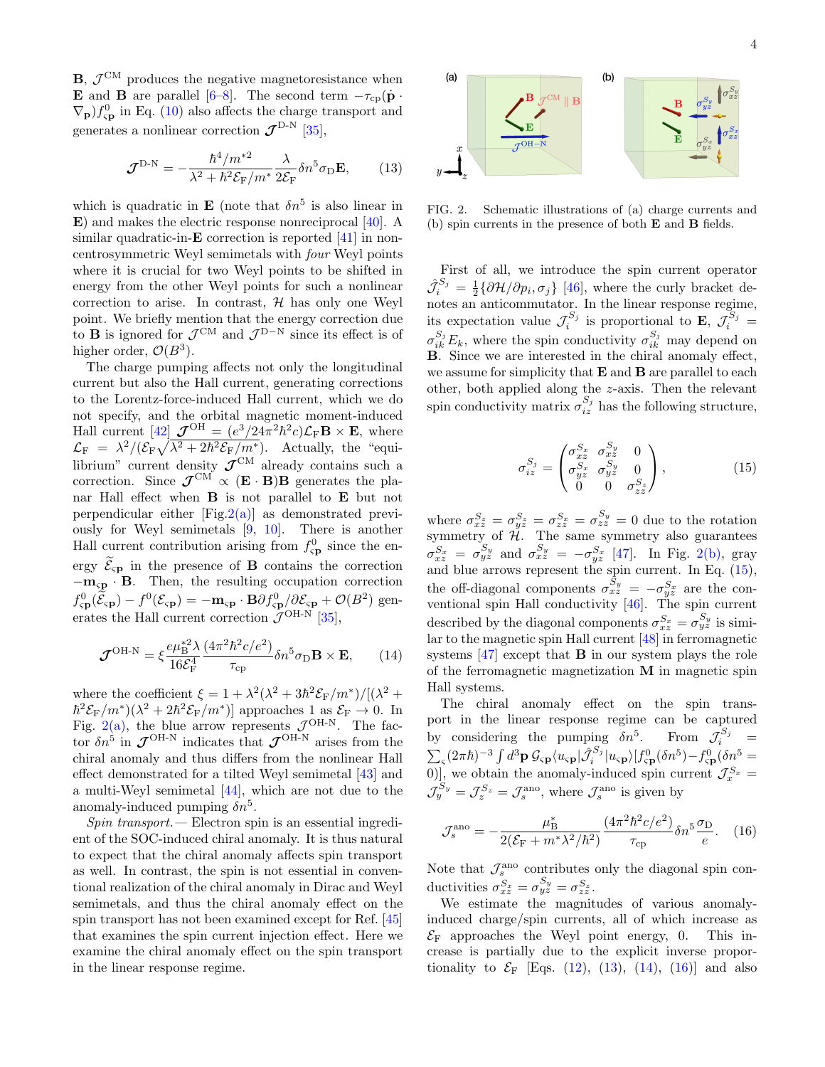$\mathbf{B}$, $\mathcal{J}^{\rm CM}$ produces the negative magnetoresistance when $\mathbf{E}$ and $\mathbf{B}$ are parallel [6–8]. The second term $-\tau_{\rm cp}(\dot{\mathbf{p}}\cdot\nabla_{\mathbf{p}})f^0_{\varsigma\mathbf{p}}$ in Eq. (10) also affects the charge transport and generates a nonlinear correction $\boldsymbol{\mathcal{J}}^{\rm D\text{-}N}$ [35],

$$\boldsymbol{\mathcal{J}}^{\rm D\text{-}N} = -\frac{\hbar^4/m^{*2}}{\lambda^2+\hbar^2\mathcal{E}_{\rm F}/m^*}\frac{\lambda}{2\mathcal{E}_{\rm F}}\delta n^5\sigma_{\rm D}\mathbf{E}, \qquad (13)$$

which is quadratic in $\mathbf{E}$ (note that $\delta n^5$ is also linear in $\mathbf{E}$) and makes the electric response nonreciprocal [40]. A similar quadratic-in-$\mathbf{E}$ correction is reported [41] in non-centrosymmetric Weyl semimetals with *four* Weyl points where it is crucial for two Weyl points to be shifted in energy from the other Weyl points for such a nonlinear correction to arise. In contrast, $\mathcal{H}$ has only one Weyl point. We briefly mention that the energy correction due to $\mathbf{B}$ is ignored for $\mathcal{J}^{\rm CM}$ and $\mathcal{J}^{\rm D\text{-}N}$ since its effect is of higher order, $\mathcal{O}(B^3)$.

The charge pumping affects not only the longitudinal current but also the Hall current, generating corrections to the Lorentz-force-induced Hall current, which we do not specify, and the orbital magnetic moment-induced Hall current [42] $\boldsymbol{\mathcal{J}}^{\rm OH} = (e^3/24\pi^2\hbar^2 c)\mathcal{L}_{\rm F}\mathbf{B}\times\mathbf{E}$, where $\mathcal{L}_{\rm F} = \lambda^2/(\mathcal{E}_{\rm F}\sqrt{\lambda^2+2\hbar^2\mathcal{E}_{\rm F}/m^*})$. Actually, the "equilibrium" current density $\boldsymbol{\mathcal{J}}^{\rm CM}$ already contains such a correction. Since $\boldsymbol{\mathcal{J}}^{\rm CM}\propto(\mathbf{E}\cdot\mathbf{B})\mathbf{B}$ generates the planar Hall effect when $\mathbf{B}$ is not parallel to $\mathbf{E}$ but not perpendicular either [Fig.2(a)] as demonstrated previously for Weyl semimetals [9, 10]. There is another Hall current contribution arising from $f^0_{\varsigma\mathbf{p}}$ since the energy $\widetilde{\mathcal{E}}_{\varsigma\mathbf{p}}$ in the presence of $\mathbf{B}$ contains the correction $-\mathbf{m}_{\varsigma\mathbf{p}}\cdot\mathbf{B}$. Then, the resulting occupation correction $f^0_{\varsigma\mathbf{p}}(\widetilde{\mathcal{E}}_{\varsigma\mathbf{p}}) - f^0(\mathcal{E}_{\varsigma\mathbf{p}}) = -\mathbf{m}_{\varsigma\mathbf{p}}\cdot\mathbf{B}\partial f^0_{\varsigma\mathbf{p}}/\partial\mathcal{E}_{\varsigma\mathbf{p}} + \mathcal{O}(B^2)$ generates the Hall current correction $\mathcal{J}^{\rm OH\text{-}N}$ [35],

$$\boldsymbol{\mathcal{J}}^{\rm OH\text{-}N} = \xi\frac{e\mu_{\rm B}^{*2}\lambda}{16\mathcal{E}_{\rm F}^4}\frac{(4\pi^2\hbar^2c/e^2)}{\tau_{\rm cp}}\delta n^5\sigma_{\rm D}\mathbf{B}\times\mathbf{E}, \qquad (14)$$

where the coefficient $\xi = 1+\lambda^2(\lambda^2+3\hbar^2\mathcal{E}_{\rm F}/m^*)/[(\lambda^2+\hbar^2\mathcal{E}_{\rm F}/m^*)(\lambda^2+2\hbar^2\mathcal{E}_{\rm F}/m^*)]$ approaches 1 as $\mathcal{E}_{\rm F}\to 0$. In Fig. 2(a), the blue arrow represents $\mathcal{J}^{\rm OH\text{-}N}$. The factor $\delta n^5$ in $\boldsymbol{\mathcal{J}}^{\rm OH\text{-}N}$ indicates that $\boldsymbol{\mathcal{J}}^{\rm OH\text{-}N}$ arises from the chiral anomaly and thus differs from the nonlinear Hall effect demonstrated for a tilted Weyl semimetal [43] and a multi-Weyl semimetal [44], which are not due to the anomaly-induced pumping $\delta n^5$.

*Spin transport.*— Electron spin is an essential ingredient of the SOC-induced chiral anomaly. It is thus natural to expect that the chiral anomaly affects spin transport as well. In contrast, the spin is not essential in conventional realization of the chiral anomaly in Dirac and Weyl semimetals, and thus the chiral anomaly effect on the spin transport has not been examined except for Ref. [45] that examines the spin current injection effect. Here we examine the chiral anomaly effect on the spin transport in the linear response regime.

FIG. 2. Schematic illustrations of (a) charge currents and (b) spin currents in the presence of both $\mathbf{E}$ and $\mathbf{B}$ fields.

First of all, we introduce the spin current operator $\hat{\mathcal{J}}_i^{S_j} = \frac{1}{2}\{\partial\mathcal{H}/\partial p_i, \sigma_j\}$ [46], where the curly bracket denotes an anticommutator. In the linear response regime, its expectation value $\mathcal{J}_i^{S_j}$ is proportional to $\mathbf{E}$, $\mathcal{J}_i^{S_j} = \sigma_{ik}^{S_j}E_k$, where the spin conductivity $\sigma_{ik}^{S_j}$ may depend on $\mathbf{B}$. Since we are interested in the chiral anomaly effect, we assume for simplicity that $\mathbf{E}$ and $\mathbf{B}$ are parallel to each other, both applied along the $z$-axis. Then the relevant spin conductivity matrix $\sigma_{iz}^{S_j}$ has the following structure,

$$\sigma_{iz}^{S_j} = \begin{pmatrix} \sigma_{xz}^{S_x} & \sigma_{xz}^{S_y} & 0 \\ \sigma_{yz}^{S_x} & \sigma_{yz}^{S_y} & 0 \\ 0 & 0 & \sigma_{zz}^{S_z}\end{pmatrix}, \qquad (15)$$

where $\sigma_{xz}^{S_z} = \sigma_{yz}^{S_z} = \sigma_{zz}^{S_x} = \sigma_{zz}^{S_y} = 0$ due to the rotation symmetry of $\mathcal{H}$. The same symmetry also guarantees $\sigma_{xz}^{S_x} = \sigma_{yz}^{S_y}$ and $\sigma_{xz}^{S_y} = -\sigma_{yz}^{S_x}$ [47]. In Fig. 2(b), gray and blue arrows represent the spin current. In Eq. (15), the off-diagonal components $\sigma_{xz}^{S_y} = -\sigma_{yz}^{S_x}$ are the conventional spin Hall conductivity [46]. The spin current described by the diagonal components $\sigma_{xz}^{S_x} = \sigma_{yz}^{S_y}$ is similar to the magnetic spin Hall current [48] in ferromagnetic systems [47] except that $\mathbf{B}$ in our system plays the role of the ferromagnetic magnetization $\mathbf{M}$ in magnetic spin Hall systems.

The chiral anomaly effect on the spin transport in the linear response regime can be captured by considering the pumping $\delta n^5$. From $\mathcal{J}_i^{S_j} = \sum_\varsigma(2\pi\hbar)^{-3}\int d^3\mathbf{p}\,\mathcal{G}_{\varsigma\mathbf{p}}\langle u_{\varsigma\mathbf{p}}|\hat{\mathcal{J}}_i^{S_j}|u_{\varsigma\mathbf{p}}\rangle[f^0_{\varsigma\mathbf{p}}(\delta n^5) - f^0_{\varsigma\mathbf{p}}(\delta n^5=0)]$, we obtain the anomaly-induced spin current $\mathcal{J}_x^{S_x} = \mathcal{J}_y^{S_y} = \mathcal{J}_z^{S_z} = \mathcal{J}_s^{\rm ano}$, where $\mathcal{J}_s^{\rm ano}$ is given by

$$\mathcal{J}_s^{\rm ano} = -\frac{\mu_{\rm B}^*}{2(\mathcal{E}_{\rm F}+m^*\lambda^2/\hbar^2)}\frac{(4\pi^2\hbar^2c/e^2)}{\tau_{\rm cp}}\delta n^5\frac{\sigma_{\rm D}}{e}. \qquad (16)$$

Note that $\mathcal{J}_s^{\rm ano}$ contributes only the diagonal spin conductivities $\sigma_{xz}^{S_x} = \sigma_{yz}^{S_y} = \sigma_{zz}^{S_z}$.

We estimate the magnitudes of various anomaly-induced charge/spin currents, all of which increase as $\mathcal{E}_{\rm F}$ approaches the Weyl point energy, 0. This increase is partially due to the explicit inverse proportionality to $\mathcal{E}_{\rm F}$ [Eqs. (12), (13), (14), (16)] and also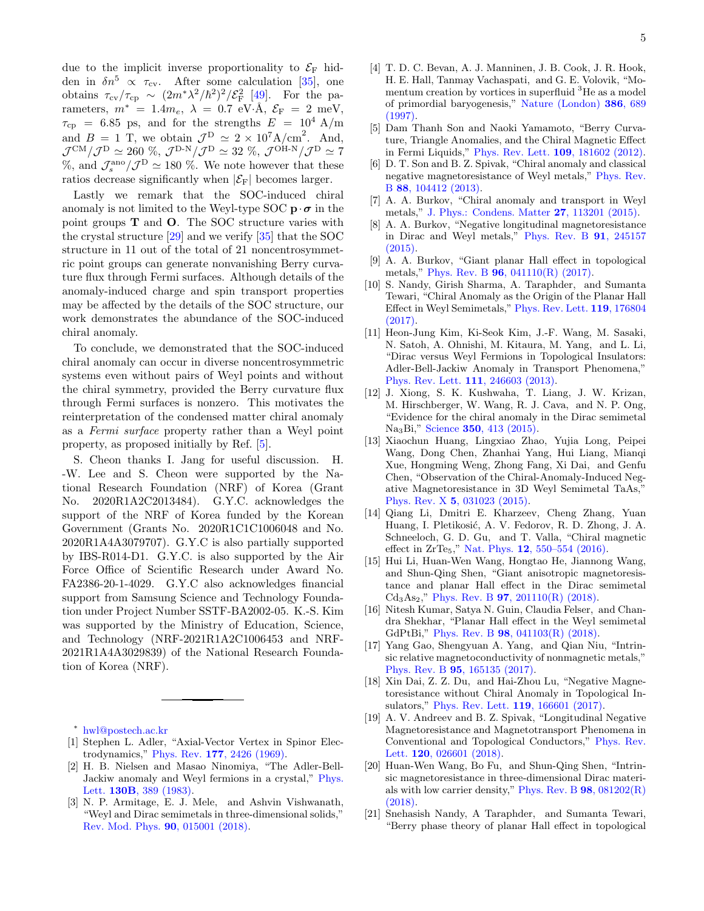due to the implicit inverse proportionality to $\mathcal{E}_\mathrm{F}$ hidden in $\delta n^5 \propto \tau_\mathrm{cv}$. After some calculation [35], one obtains $\tau_\mathrm{cv}/\tau_\mathrm{cp} \sim (2m^*\lambda^2/\hbar^2)^2/\mathcal{E}_\mathrm{F}^2$ [49]. For the parameters, $m^* = 1.4m_e$, $\lambda = 0.7$ eV·Å, $\mathcal{E}_\mathrm{F} = 2$ meV, $\tau_\mathrm{cp} = 6.85$ ps, and for the strengths $E = 10^4$ A/m and $B = 1$ T, we obtain $\mathcal{J}^\mathrm{D} \simeq 2\times 10^7 \mathrm{A/cm}^2$. And, $\mathcal{J}^\mathrm{CM}/\mathcal{J}^\mathrm{D} \simeq 260$ %, $\mathcal{J}^\mathrm{D\text{-}N}/\mathcal{J}^\mathrm{D} \simeq 32$ %, $\mathcal{J}^\mathrm{OH\text{-}N}/\mathcal{J}^\mathrm{D} \simeq 7$ %, and $\mathcal{J}_s^\mathrm{ano}/\mathcal{J}^\mathrm{D} \simeq 180$ %. We note however that these ratios decrease significantly when $|\mathcal{E}_\mathrm{F}|$ becomes larger.

Lastly we remark that the SOC-induced chiral anomaly is not limited to the Weyl-type SOC $\mathbf{p}\cdot\boldsymbol{\sigma}$ in the point groups **T** and **O**. The SOC structure varies with the crystal structure [29] and we verify [35] that the SOC structure in 11 out of the total of 21 noncentrosymmetric point groups can generate nonvanishing Berry curvature flux through Fermi surfaces. Although details of the anomaly-induced charge and spin transport properties may be affected by the details of the SOC structure, our work demonstrates the abundance of the SOC-induced chiral anomaly.

To conclude, we demonstrated that the SOC-induced chiral anomaly can occur in diverse noncentrosymmetric systems even without pairs of Weyl points and without the chiral symmetry, provided the Berry curvature flux through Fermi surfaces is nonzero. This motivates the reinterpretation of the condensed matter chiral anomaly as a *Fermi surface* property rather than a Weyl point property, as proposed initially by Ref. [5].

S. Cheon thanks I. Jang for useful discussion. H. -W. Lee and S. Cheon were supported by the National Research Foundation (NRF) of Korea (Grant No. 2020R1A2C2013484). G.Y.C. acknowledges the support of the NRF of Korea funded by the Korean Government (Grants No. 2020R1C1C1006048 and No. 2020R1A4A3079707). G.Y.C is also partially supported by IBS-R014-D1. G.Y.C. is also supported by the Air Force Office of Scientific Research under Award No. FA2386-20-1-4029. G.Y.C also acknowledges financial support from Samsung Science and Technology Foundation under Project Number SSTF-BA2002-05. K.-S. Kim was supported by the Ministry of Education, Science, and Technology (NRF-2021R1A2C1006453 and NRF-2021R1A4A3029839) of the National Research Foundation of Korea (NRF).

---

* hwl@postech.ac.kr

[1] Stephen L. Adler, "Axial-Vector Vertex in Spinor Electrodynamics," Phys. Rev. **177**, 2426 (1969).

[2] H. B. Nielsen and Masao Ninomiya, "The Adler-Bell-Jackiw anomaly and Weyl fermions in a crystal," Phys. Lett. **130B**, 389 (1983).

[3] N. P. Armitage, E. J. Mele, and Ashvin Vishwanath, "Weyl and Dirac semimetals in three-dimensional solids," Rev. Mod. Phys. **90**, 015001 (2018).

[4] T. D. C. Bevan, A. J. Manninen, J. B. Cook, J. R. Hook, H. E. Hall, Tanmay Vachaspati, and G. E. Volovik, "Momentum creation by vortices in superfluid $^3$He as a model of primordial baryogenesis," Nature (London) **386**, 689 (1997).

[5] Dam Thanh Son and Naoki Yamamoto, "Berry Curvature, Triangle Anomalies, and the Chiral Magnetic Effect in Fermi Liquids," Phys. Rev. Lett. **109**, 181602 (2012).

[6] D. T. Son and B. Z. Spivak, "Chiral anomaly and classical negative magnetoresistance of Weyl metals," Phys. Rev. B **88**, 104412 (2013).

[7] A. A. Burkov, "Chiral anomaly and transport in Weyl metals," J. Phys.: Condens. Matter **27**, 113201 (2015).

[8] A. A. Burkov, "Negative longitudinal magnetoresistance in Dirac and Weyl metals," Phys. Rev. B **91**, 245157 (2015).

[9] A. A. Burkov, "Giant planar Hall effect in topological metals," Phys. Rev. B **96**, 041110(R) (2017).

[10] S. Nandy, Girish Sharma, A. Taraphder, and Sumanta Tewari, "Chiral Anomaly as the Origin of the Planar Hall Effect in Weyl Semimetals," Phys. Rev. Lett. **119**, 176804 (2017).

[11] Heon-Jung Kim, Ki-Seok Kim, J.-F. Wang, M. Sasaki, N. Satoh, A. Ohnishi, M. Kitaura, M. Yang, and L. Li, "Dirac versus Weyl Fermions in Topological Insulators: Adler-Bell-Jackiw Anomaly in Transport Phenomena," Phys. Rev. Lett. **111**, 246603 (2013).

[12] J. Xiong, S. K. Kushwaha, T. Liang, J. W. Krizan, M. Hirschberger, W. Wang, R. J. Cava, and N. P. Ong, "Evidence for the chiral anomaly in the Dirac semimetal $Na_3Bi$," Science **350**, 413 (2015).

[13] Xiaochun Huang, Lingxiao Zhao, Yujia Long, Peipei Wang, Dong Chen, Zhanhai Yang, Hui Liang, Mianqi Xue, Hongming Weng, Zhong Fang, Xi Dai, and Genfu Chen, "Observation of the Chiral-Anomaly-Induced Negative Magnetoresistance in 3D Weyl Semimetal TaAs," Phys. Rev. X **5**, 031023 (2015).

[14] Qiang Li, Dmitri E. Kharzeev, Cheng Zhang, Yuan Huang, I. Pletikosić, A. V. Fedorov, R. D. Zhong, J. A. Schneeloch, G. D. Gu, and T. Valla, "Chiral magnetic effect in $ZrTe_5$," Nat. Phys. **12**, 550–554 (2016).

[15] Hui Li, Huan-Wen Wang, Hongtao He, Jiannong Wang, and Shun-Qing Shen, "Giant anisotropic magnetoresistance and planar Hall effect in the Dirac semimetal $Cd_3As_2$," Phys. Rev. B **97**, 201110(R) (2018).

[16] Nitesh Kumar, Satya N. Guin, Claudia Felser, and Chandra Shekhar, "Planar Hall effect in the Weyl semimetal GdPtBi," Phys. Rev. B **98**, 041103(R) (2018).

[17] Yang Gao, Shengyuan A. Yang, and Qian Niu, "Intrinsic relative magnetoconductivity of nonmagnetic metals," Phys. Rev. B **95**, 165135 (2017).

[18] Xin Dai, Z. Z. Du, and Hai-Zhou Lu, "Negative Magnetoresistance without Chiral Anomaly in Topological Insulators," Phys. Rev. Lett. **119**, 166601 (2017).

[19] A. V. Andreev and B. Z. Spivak, "Longitudinal Negative Magnetoresistance and Magnetotransport Phenomena in Conventional and Topological Conductors," Phys. Rev. Lett. **120**, 026601 (2018).

[20] Huan-Wen Wang, Bo Fu, and Shun-Qing Shen, "Intrinsic magnetoresistance in three-dimensional Dirac materials with low carrier density," Phys. Rev. B **98**, 081202(R) (2018).

[21] Snehasish Nandy, A Taraphder, and Sumanta Tewari, "Berry phase theory of planar Hall effect in topological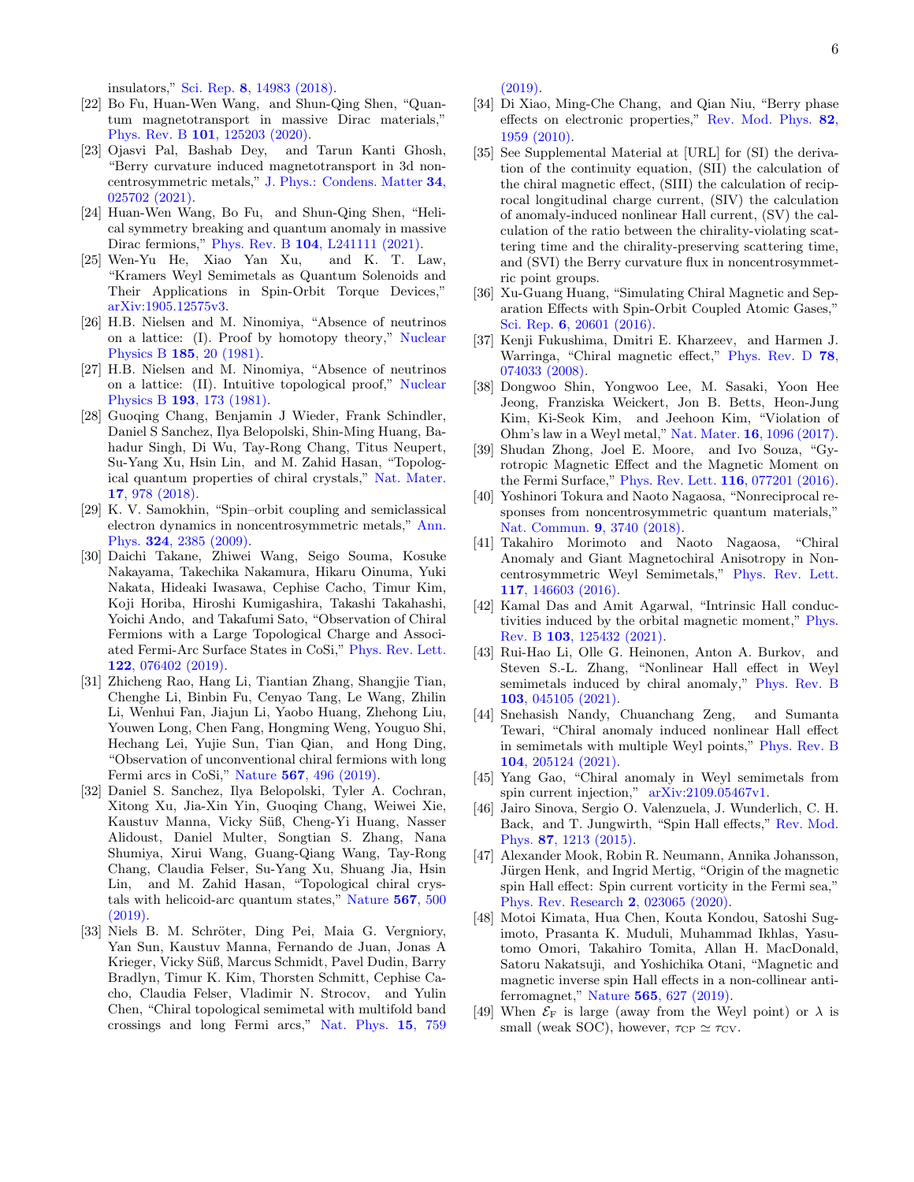insulators," Sci. Rep. **8**, 14983 (2018).

[22] Bo Fu, Huan-Wen Wang, and Shun-Qing Shen, "Quantum magnetotransport in massive Dirac materials," Phys. Rev. B **101**, 125203 (2020).

[23] Ojasvi Pal, Bashab Dey, and Tarun Kanti Ghosh, "Berry curvature induced magnetotransport in 3d noncentrosymmetric metals," J. Phys.: Condens. Matter **34**, 025702 (2021).

[24] Huan-Wen Wang, Bo Fu, and Shun-Qing Shen, "Helical symmetry breaking and quantum anomaly in massive Dirac fermions," Phys. Rev. B **104**, L241111 (2021).

[25] Wen-Yu He, Xiao Yan Xu, and K. T. Law, "Kramers Weyl Semimetals as Quantum Solenoids and Their Applications in Spin-Orbit Torque Devices," arXiv:1905.12575v3.

[26] H.B. Nielsen and M. Ninomiya, "Absence of neutrinos on a lattice: (I). Proof by homotopy theory," Nuclear Physics B **185**, 20 (1981).

[27] H.B. Nielsen and M. Ninomiya, "Absence of neutrinos on a lattice: (II). Intuitive topological proof," Nuclear Physics B **193**, 173 (1981).

[28] Guoqing Chang, Benjamin J Wieder, Frank Schindler, Daniel S Sanchez, Ilya Belopolski, Shin-Ming Huang, Bahadur Singh, Di Wu, Tay-Rong Chang, Titus Neupert, Su-Yang Xu, Hsin Lin, and M. Zahid Hasan, "Topological quantum properties of chiral crystals," Nat. Mater. **17**, 978 (2018).

[29] K. V. Samokhin, "Spin–orbit coupling and semiclassical electron dynamics in noncentrosymmetric metals," Ann. Phys. **324**, 2385 (2009).

[30] Daichi Takane, Zhiwei Wang, Seigo Souma, Kosuke Nakayama, Takechika Nakamura, Hikaru Oinuma, Yuki Nakata, Hideaki Iwasawa, Cephise Cacho, Timur Kim, Koji Horiba, Hiroshi Kumigashira, Takashi Takahashi, Yoichi Ando, and Takafumi Sato, "Observation of Chiral Fermions with a Large Topological Charge and Associated Fermi-Arc Surface States in CoSi," Phys. Rev. Lett. **122**, 076402 (2019).

[31] Zhicheng Rao, Hang Li, Tiantian Zhang, Shangjie Tian, Chenghe Li, Binbin Fu, Cenyao Tang, Le Wang, Zhilin Li, Wenhui Fan, Jiajun Li, Yaobo Huang, Zhehong Liu, Youwen Long, Chen Fang, Hongming Weng, Youguo Shi, Hechang Lei, Yujie Sun, Tian Qian, and Hong Ding, "Observation of unconventional chiral fermions with long Fermi arcs in CoSi," Nature **567**, 496 (2019).

[32] Daniel S. Sanchez, Ilya Belopolski, Tyler A. Cochran, Xitong Xu, Jia-Xin Yin, Guoqing Chang, Weiwei Xie, Kaustuv Manna, Vicky Süß, Cheng-Yi Huang, Nasser Alidoust, Daniel Multer, Songtian S. Zhang, Nana Shumiya, Xirui Wang, Guang-Qiang Wang, Tay-Rong Chang, Claudia Felser, Su-Yang Xu, Shuang Jia, Hsin Lin, and M. Zahid Hasan, "Topological chiral crystals with helicoid-arc quantum states," Nature **567**, 500 (2019).

[33] Niels B. M. Schröter, Ding Pei, Maia G. Vergniory, Yan Sun, Kaustuv Manna, Fernando de Juan, Jonas A Krieger, Vicky Süß, Marcus Schmidt, Pavel Dudin, Barry Bradlyn, Timur K. Kim, Thorsten Schmitt, Cephise Cacho, Claudia Felser, Vladimir N. Strocov, and Yulin Chen, "Chiral topological semimetal with multifold band crossings and long Fermi arcs," Nat. Phys. **15**, 759 (2019).

[34] Di Xiao, Ming-Che Chang, and Qian Niu, "Berry phase effects on electronic properties," Rev. Mod. Phys. **82**, 1959 (2010).

[35] See Supplemental Material at [URL] for (SI) the derivation of the continuity equation, (SII) the calculation of the chiral magnetic effect, (SIII) the calculation of reciprocal longitudinal charge current, (SIV) the calculation of anomaly-induced nonlinear Hall current, (SV) the calculation of the ratio between the chirality-violating scattering time and the chirality-preserving scattering time, and (SVI) the Berry curvature flux in noncentrosymmetric point groups.

[36] Xu-Guang Huang, "Simulating Chiral Magnetic and Separation Effects with Spin-Orbit Coupled Atomic Gases," Sci. Rep. **6**, 20601 (2016).

[37] Kenji Fukushima, Dmitri E. Kharzeev, and Harmen J. Warringa, "Chiral magnetic effect," Phys. Rev. D **78**, 074033 (2008).

[38] Dongwoo Shin, Yongwoo Lee, M. Sasaki, Yoon Hee Jeong, Franziska Weickert, Jon B. Betts, Heon-Jung Kim, Ki-Seok Kim, and Jeehoon Kim, "Violation of Ohm's law in a Weyl metal," Nat. Mater. **16**, 1096 (2017).

[39] Shudan Zhong, Joel E. Moore, and Ivo Souza, "Gyrotropic Magnetic Effect and the Magnetic Moment on the Fermi Surface," Phys. Rev. Lett. **116**, 077201 (2016).

[40] Yoshinori Tokura and Naoto Nagaosa, "Nonreciprocal responses from noncentrosymmetric quantum materials," Nat. Commun. **9**, 3740 (2018).

[41] Takahiro Morimoto and Naoto Nagaosa, "Chiral Anomaly and Giant Magnetochiral Anisotropy in Noncentrosymmetric Weyl Semimetals," Phys. Rev. Lett. **117**, 146603 (2016).

[42] Kamal Das and Amit Agarwal, "Intrinsic Hall conductivities induced by the orbital magnetic moment," Phys. Rev. B **103**, 125432 (2021).

[43] Rui-Hao Li, Olle G. Heinonen, Anton A. Burkov, and Steven S.-L. Zhang, "Nonlinear Hall effect in Weyl semimetals induced by chiral anomaly," Phys. Rev. B **103**, 045105 (2021).

[44] Snehasish Nandy, Chuanchang Zeng, and Sumanta Tewari, "Chiral anomaly induced nonlinear Hall effect in semimetals with multiple Weyl points," Phys. Rev. B **104**, 205124 (2021).

[45] Yang Gao, "Chiral anomaly in Weyl semimetals from spin current injection," arXiv:2109.05467v1.

[46] Jairo Sinova, Sergio O. Valenzuela, J. Wunderlich, C. H. Back, and T. Jungwirth, "Spin Hall effects," Rev. Mod. Phys. **87**, 1213 (2015).

[47] Alexander Mook, Robin R. Neumann, Annika Johansson, Jürgen Henk, and Ingrid Mertig, "Origin of the magnetic spin Hall effect: Spin current vorticity in the Fermi sea," Phys. Rev. Research **2**, 023065 (2020).

[48] Motoi Kimata, Hua Chen, Kouta Kondou, Satoshi Sugimoto, Prasanta K. Muduli, Muhammad Ikhlas, Yasutomo Omori, Takahiro Tomita, Allan H. MacDonald, Satoru Nakatsuji, and Yoshichika Otani, "Magnetic and magnetic inverse spin Hall effects in a non-collinear antiferromagnet," Nature **565**, 627 (2019).

[49] When $\mathcal{E}_{\rm F}$ is large (away from the Weyl point) or $\lambda$ is small (weak SOC), however, $\tau_{\rm CP} \simeq \tau_{\rm CV}$.